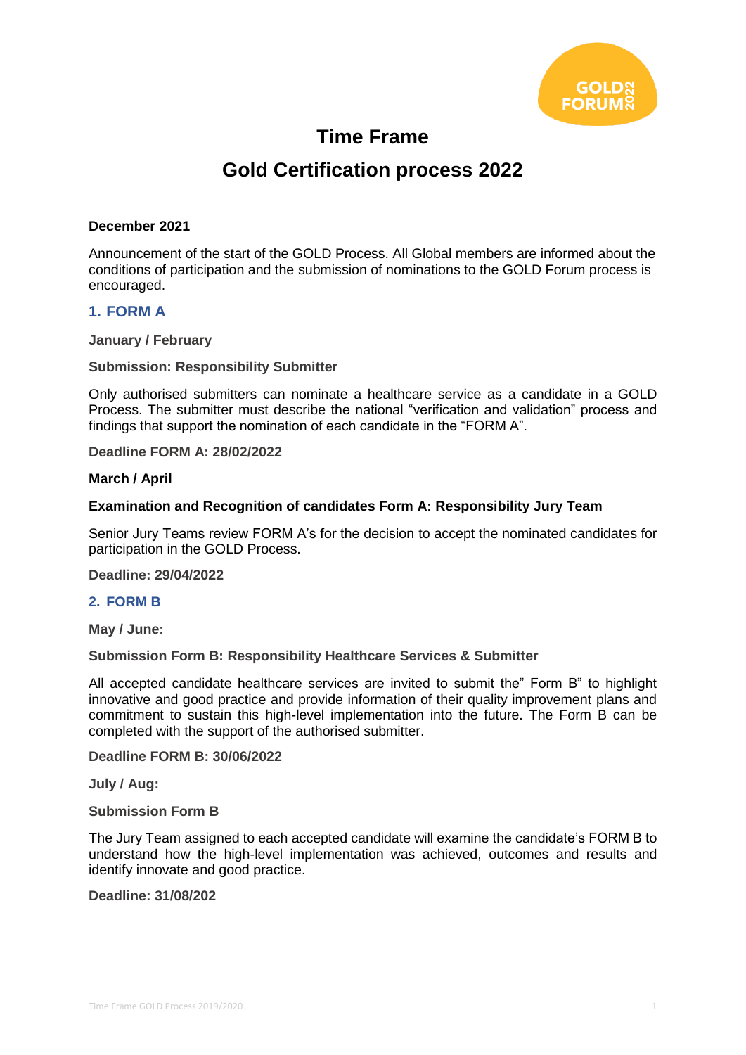# Time Frame

# Gold Certification process 2022

**December 2021**

Announcement of the start of the GOLD Process. All Global members are informed about the conditions of participation and the submission of nominations to the GOLD Forum process is encouraged.

## 1. FORM A

**January / February**

**Submission: Responsibility Submitter**

Only authorised submitters can nominate a healthcare service as a candidate in a GOLD Process. The submitter must describe the national "verification and validation" process and findings that support the nomination of each candidate in the "FORM A".

**Deadline FORM A: 28/02/2022**

**March / April**

**Examination and Recognition of candidates Form A: Responsibility Jury Team**

Senior Jury Teams review FORM A's for the decision to accept the nominated candidates for participation in the GOLD Process.

**Deadline: 29/04/2022**

## 2. FORM B

**May / June:**

**Submission Form B: Responsibility Healthcare Services & Submitter**

All accepted candidate healthcare services are invited to submit the" Form B" to highlight innovative and good practice and provide information of their quality improvement plans and commitment to sustain this high-level implementation into the future. The Form B can be completed with the support of the authorised submitter.

**Deadline FORM B: 30/06/2022**

**July / Aug:**

**Submission Form B**

The Jury Team assigned to each accepted candidate will examine the candidate's FORM B to understand how the high-level implementation was achieved, outcomes and results and identify innovate and good practice.

**Deadline: 31/08/202**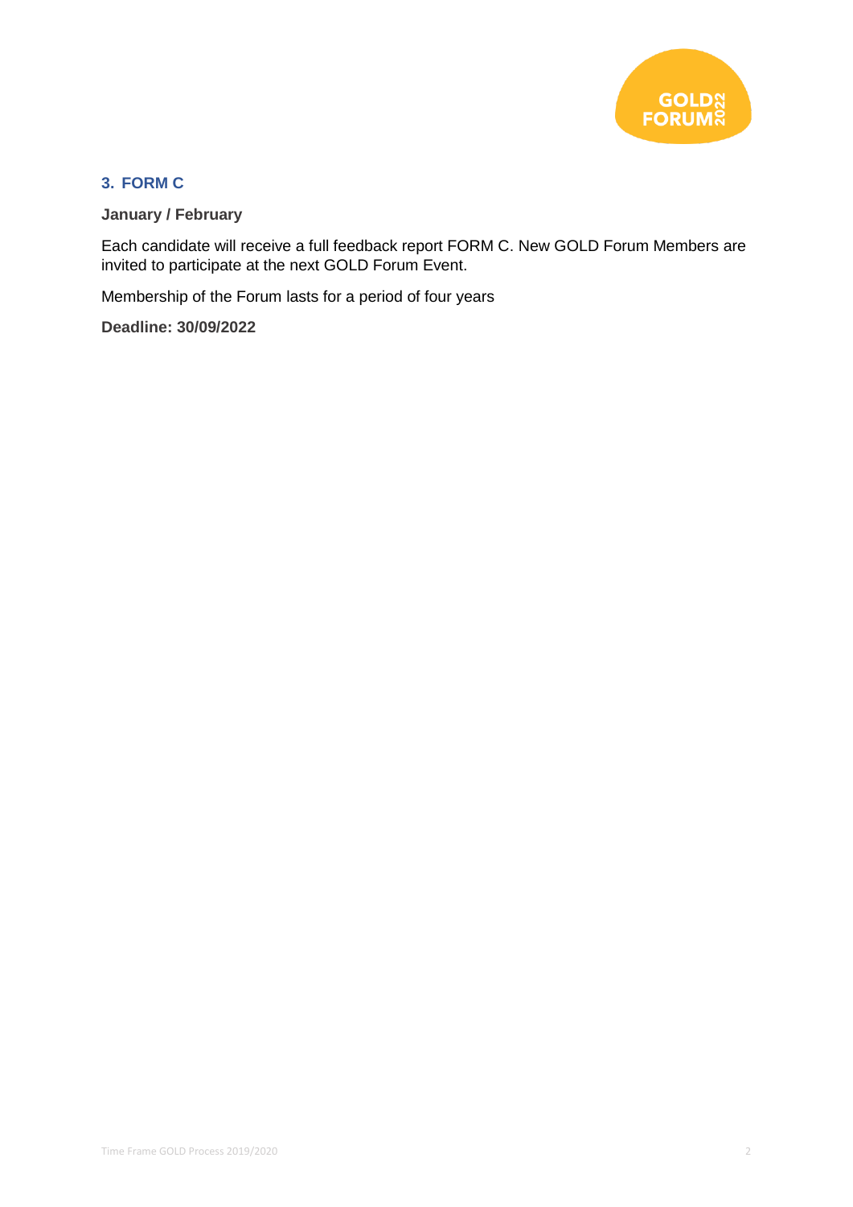## 3. FORM C

**January / February**

Each candidate will receive a full feedback report FORM C. New GOLD Forum Members are invited to participate at the next GOLD Forum Event.

Membership of the Forum lasts for a period of four years

**Deadline: 30/09/2022**